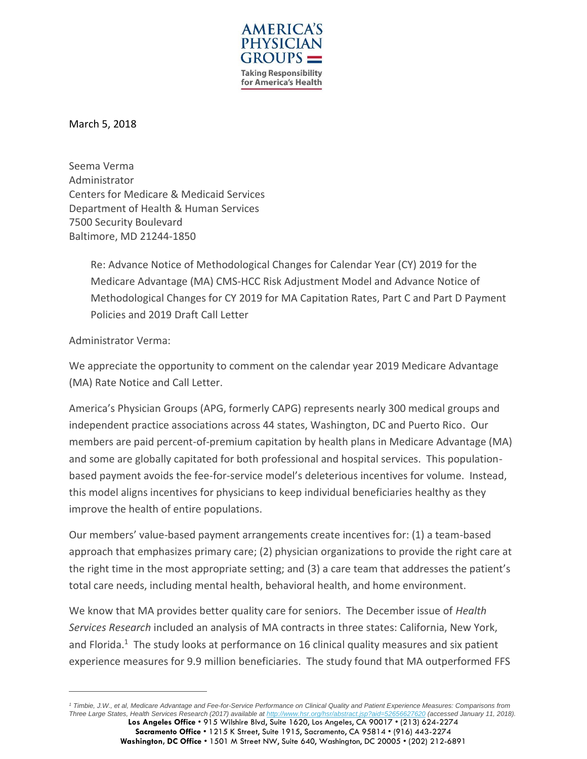**AMERICA'S PHYSICIAN GROUPS**
Taking Responsibility for America's Health

March 5, 2018

Seema Verma
Administrator
Centers for Medicare & Medicaid Services
Department of Health & Human Services
7500 Security Boulevard
Baltimore, MD 21244-1850

Re: Advance Notice of Methodological Changes for Calendar Year (CY) 2019 for the Medicare Advantage (MA) CMS-HCC Risk Adjustment Model and Advance Notice of Methodological Changes for CY 2019 for MA Capitation Rates, Part C and Part D Payment Policies and 2019 Draft Call Letter

Administrator Verma:

We appreciate the opportunity to comment on the calendar year 2019 Medicare Advantage (MA) Rate Notice and Call Letter.

America's Physician Groups (APG, formerly CAPG) represents nearly 300 medical groups and independent practice associations across 44 states, Washington, DC and Puerto Rico. Our members are paid percent-of-premium capitation by health plans in Medicare Advantage (MA) and some are globally capitated for both professional and hospital services. This population-based payment avoids the fee-for-service model's deleterious incentives for volume. Instead, this model aligns incentives for physicians to keep individual beneficiaries healthy as they improve the health of entire populations.

Our members' value-based payment arrangements create incentives for: (1) a team-based approach that emphasizes primary care; (2) physician organizations to provide the right care at the right time in the most appropriate setting; and (3) a care team that addresses the patient's total care needs, including mental health, behavioral health, and home environment.

We know that MA provides better quality care for seniors. The December issue of *Health Services Research* included an analysis of MA contracts in three states: California, New York, and Florida.[1] The study looks at performance on 16 clinical quality measures and six patient experience measures for 9.9 million beneficiaries. The study found that MA outperformed FFS

---

[1] *Timbie, J.W., et al, Medicare Advantage and Fee-for-Service Performance on Clinical Quality and Patient Experience Measures: Comparisons from Three Large States, Health Services Research (2017) available at http://www.hsr.org/hsr/abstract.jsp?aid=52656627620 (accessed January 11, 2018).*

**Los Angeles Office** • 915 Wilshire Blvd, Suite 1620, Los Angeles, CA 90017 • (213) 624-2274
**Sacramento Office** • 1215 K Street, Suite 1915, Sacramento, CA 95814 • (916) 443-2274
**Washington, DC Office** • 1501 M Street NW, Suite 640, Washington, DC 20005 • (202) 212-6891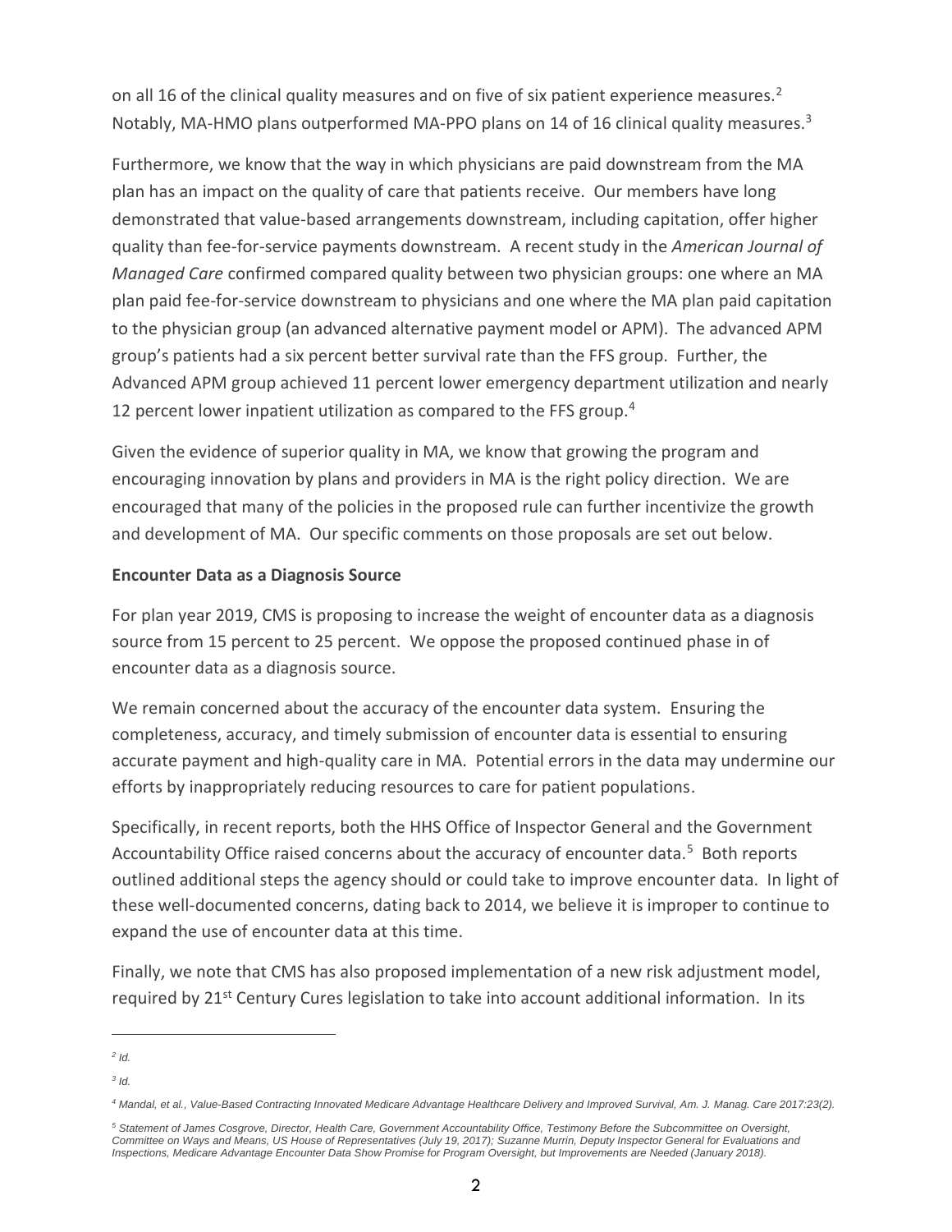on all 16 of the clinical quality measures and on five of six patient experience measures.[2] Notably, MA-HMO plans outperformed MA-PPO plans on 14 of 16 clinical quality measures.[3]

Furthermore, we know that the way in which physicians are paid downstream from the MA plan has an impact on the quality of care that patients receive. Our members have long demonstrated that value-based arrangements downstream, including capitation, offer higher quality than fee-for-service payments downstream. A recent study in the *American Journal of Managed Care* confirmed compared quality between two physician groups: one where an MA plan paid fee-for-service downstream to physicians and one where the MA plan paid capitation to the physician group (an advanced alternative payment model or APM). The advanced APM group's patients had a six percent better survival rate than the FFS group. Further, the Advanced APM group achieved 11 percent lower emergency department utilization and nearly 12 percent lower inpatient utilization as compared to the FFS group.[4]

Given the evidence of superior quality in MA, we know that growing the program and encouraging innovation by plans and providers in MA is the right policy direction. We are encouraged that many of the policies in the proposed rule can further incentivize the growth and development of MA. Our specific comments on those proposals are set out below.

**Encounter Data as a Diagnosis Source**

For plan year 2019, CMS is proposing to increase the weight of encounter data as a diagnosis source from 15 percent to 25 percent. We oppose the proposed continued phase in of encounter data as a diagnosis source.

We remain concerned about the accuracy of the encounter data system. Ensuring the completeness, accuracy, and timely submission of encounter data is essential to ensuring accurate payment and high-quality care in MA. Potential errors in the data may undermine our efforts by inappropriately reducing resources to care for patient populations.

Specifically, in recent reports, both the HHS Office of Inspector General and the Government Accountability Office raised concerns about the accuracy of encounter data.[5] Both reports outlined additional steps the agency should or could take to improve encounter data. In light of these well-documented concerns, dating back to 2014, we believe it is improper to continue to expand the use of encounter data at this time.

Finally, we note that CMS has also proposed implementation of a new risk adjustment model, required by 21st Century Cures legislation to take into account additional information. In its

---

[2] *Id.*

[3] *Id.*

[4] *Mandal, et al., Value-Based Contracting Innovated Medicare Advantage Healthcare Delivery and Improved Survival, Am. J. Manag. Care 2017:23(2).*

[5] *Statement of James Cosgrove, Director, Health Care, Government Accountability Office, Testimony Before the Subcommittee on Oversight, Committee on Ways and Means, US House of Representatives (July 19, 2017); Suzanne Murrin, Deputy Inspector General for Evaluations and Inspections, Medicare Advantage Encounter Data Show Promise for Program Oversight, but Improvements are Needed (January 2018).*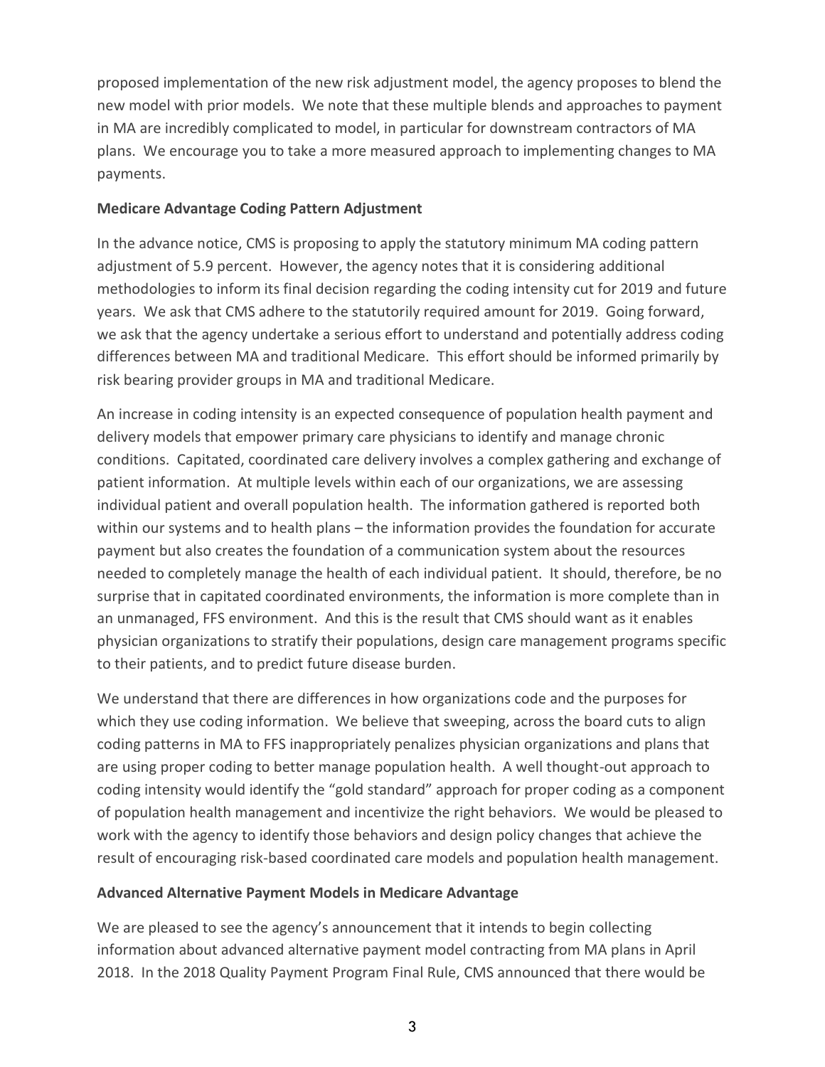proposed implementation of the new risk adjustment model, the agency proposes to blend the new model with prior models. We note that these multiple blends and approaches to payment in MA are incredibly complicated to model, in particular for downstream contractors of MA plans. We encourage you to take a more measured approach to implementing changes to MA payments.

**Medicare Advantage Coding Pattern Adjustment**

In the advance notice, CMS is proposing to apply the statutory minimum MA coding pattern adjustment of 5.9 percent. However, the agency notes that it is considering additional methodologies to inform its final decision regarding the coding intensity cut for 2019 and future years. We ask that CMS adhere to the statutorily required amount for 2019. Going forward, we ask that the agency undertake a serious effort to understand and potentially address coding differences between MA and traditional Medicare. This effort should be informed primarily by risk bearing provider groups in MA and traditional Medicare.

An increase in coding intensity is an expected consequence of population health payment and delivery models that empower primary care physicians to identify and manage chronic conditions. Capitated, coordinated care delivery involves a complex gathering and exchange of patient information. At multiple levels within each of our organizations, we are assessing individual patient and overall population health. The information gathered is reported both within our systems and to health plans – the information provides the foundation for accurate payment but also creates the foundation of a communication system about the resources needed to completely manage the health of each individual patient. It should, therefore, be no surprise that in capitated coordinated environments, the information is more complete than in an unmanaged, FFS environment. And this is the result that CMS should want as it enables physician organizations to stratify their populations, design care management programs specific to their patients, and to predict future disease burden.

We understand that there are differences in how organizations code and the purposes for which they use coding information. We believe that sweeping, across the board cuts to align coding patterns in MA to FFS inappropriately penalizes physician organizations and plans that are using proper coding to better manage population health. A well thought-out approach to coding intensity would identify the "gold standard" approach for proper coding as a component of population health management and incentivize the right behaviors. We would be pleased to work with the agency to identify those behaviors and design policy changes that achieve the result of encouraging risk-based coordinated care models and population health management.

**Advanced Alternative Payment Models in Medicare Advantage**

We are pleased to see the agency's announcement that it intends to begin collecting information about advanced alternative payment model contracting from MA plans in April 2018. In the 2018 Quality Payment Program Final Rule, CMS announced that there would be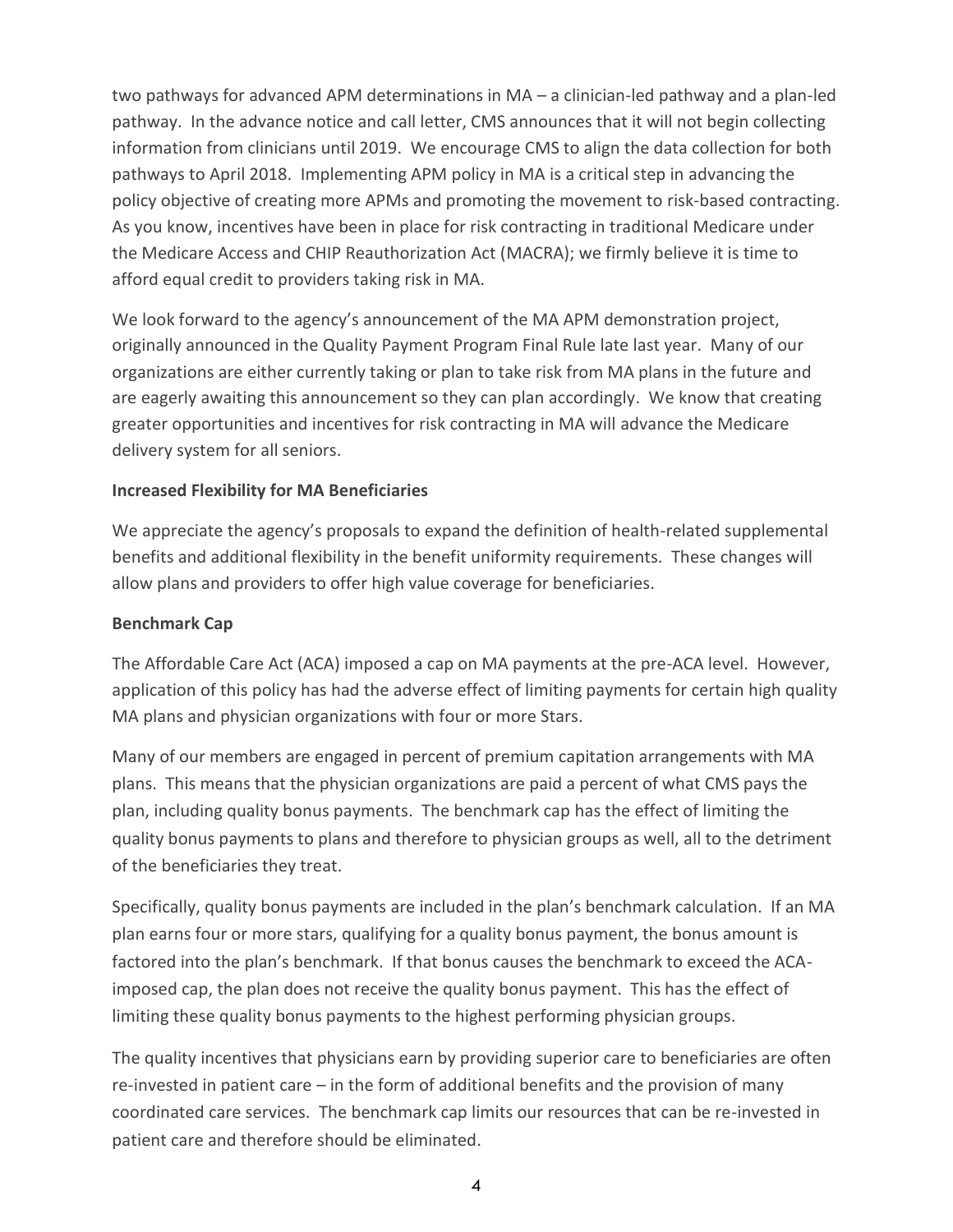two pathways for advanced APM determinations in MA – a clinician-led pathway and a plan-led pathway. In the advance notice and call letter, CMS announces that it will not begin collecting information from clinicians until 2019. We encourage CMS to align the data collection for both pathways to April 2018. Implementing APM policy in MA is a critical step in advancing the policy objective of creating more APMs and promoting the movement to risk-based contracting. As you know, incentives have been in place for risk contracting in traditional Medicare under the Medicare Access and CHIP Reauthorization Act (MACRA); we firmly believe it is time to afford equal credit to providers taking risk in MA.

We look forward to the agency's announcement of the MA APM demonstration project, originally announced in the Quality Payment Program Final Rule late last year. Many of our organizations are either currently taking or plan to take risk from MA plans in the future and are eagerly awaiting this announcement so they can plan accordingly. We know that creating greater opportunities and incentives for risk contracting in MA will advance the Medicare delivery system for all seniors.

**Increased Flexibility for MA Beneficiaries**

We appreciate the agency's proposals to expand the definition of health-related supplemental benefits and additional flexibility in the benefit uniformity requirements. These changes will allow plans and providers to offer high value coverage for beneficiaries.

**Benchmark Cap**

The Affordable Care Act (ACA) imposed a cap on MA payments at the pre-ACA level. However, application of this policy has had the adverse effect of limiting payments for certain high quality MA plans and physician organizations with four or more Stars.

Many of our members are engaged in percent of premium capitation arrangements with MA plans. This means that the physician organizations are paid a percent of what CMS pays the plan, including quality bonus payments. The benchmark cap has the effect of limiting the quality bonus payments to plans and therefore to physician groups as well, all to the detriment of the beneficiaries they treat.

Specifically, quality bonus payments are included in the plan's benchmark calculation. If an MA plan earns four or more stars, qualifying for a quality bonus payment, the bonus amount is factored into the plan's benchmark. If that bonus causes the benchmark to exceed the ACA-imposed cap, the plan does not receive the quality bonus payment. This has the effect of limiting these quality bonus payments to the highest performing physician groups.

The quality incentives that physicians earn by providing superior care to beneficiaries are often re-invested in patient care – in the form of additional benefits and the provision of many coordinated care services. The benchmark cap limits our resources that can be re-invested in patient care and therefore should be eliminated.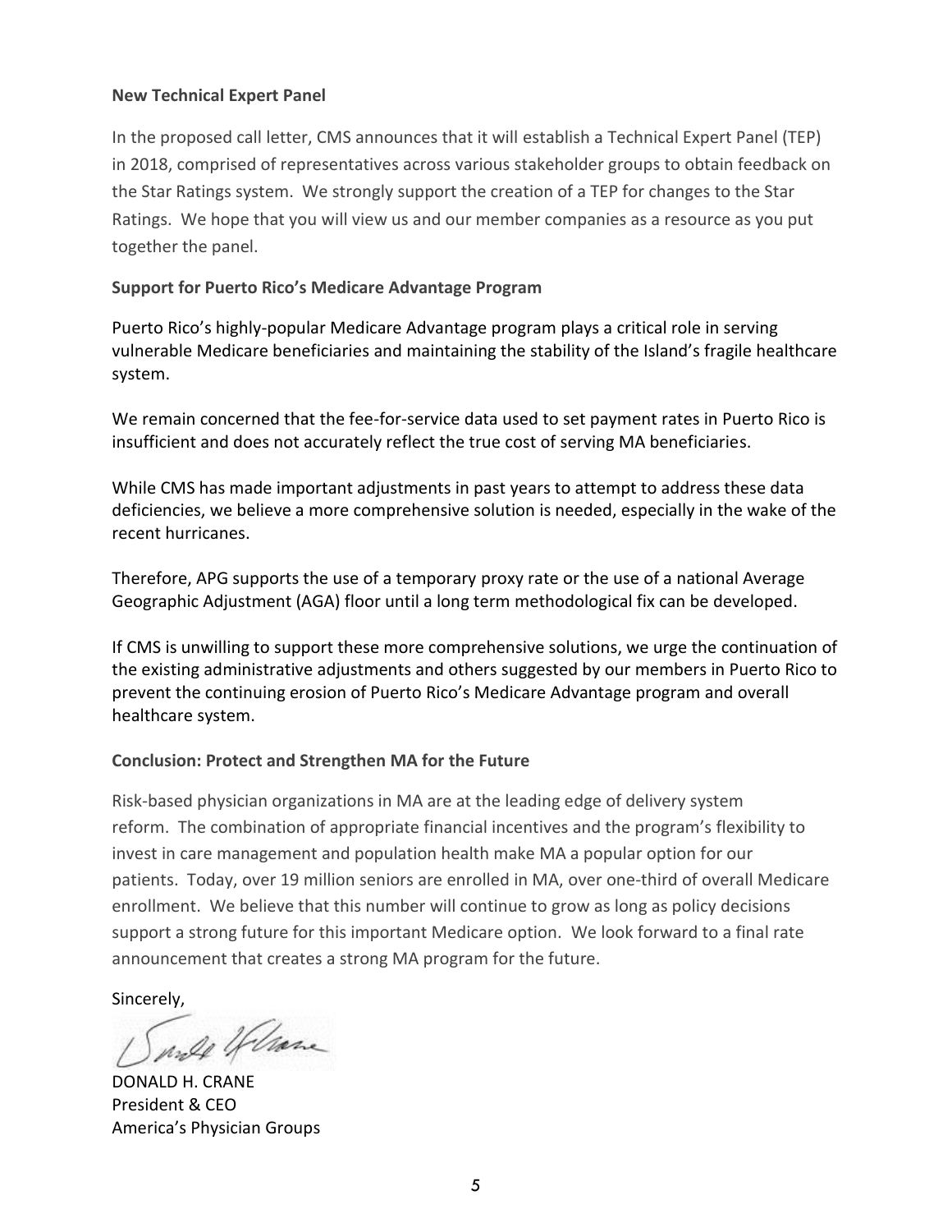**New Technical Expert Panel**

In the proposed call letter, CMS announces that it will establish a Technical Expert Panel (TEP) in 2018, comprised of representatives across various stakeholder groups to obtain feedback on the Star Ratings system. We strongly support the creation of a TEP for changes to the Star Ratings. We hope that you will view us and our member companies as a resource as you put together the panel.

**Support for Puerto Rico's Medicare Advantage Program**

Puerto Rico's highly-popular Medicare Advantage program plays a critical role in serving vulnerable Medicare beneficiaries and maintaining the stability of the Island's fragile healthcare system.

We remain concerned that the fee-for-service data used to set payment rates in Puerto Rico is insufficient and does not accurately reflect the true cost of serving MA beneficiaries.

While CMS has made important adjustments in past years to attempt to address these data deficiencies, we believe a more comprehensive solution is needed, especially in the wake of the recent hurricanes.

Therefore, APG supports the use of a temporary proxy rate or the use of a national Average Geographic Adjustment (AGA) floor until a long term methodological fix can be developed.

If CMS is unwilling to support these more comprehensive solutions, we urge the continuation of the existing administrative adjustments and others suggested by our members in Puerto Rico to prevent the continuing erosion of Puerto Rico's Medicare Advantage program and overall healthcare system.

**Conclusion: Protect and Strengthen MA for the Future**

Risk-based physician organizations in MA are at the leading edge of delivery system reform. The combination of appropriate financial incentives and the program's flexibility to invest in care management and population health make MA a popular option for our patients. Today, over 19 million seniors are enrolled in MA, over one-third of overall Medicare enrollment. We believe that this number will continue to grow as long as policy decisions support a strong future for this important Medicare option. We look forward to a final rate announcement that creates a strong MA program for the future.

Sincerely,

DONALD H. CRANE
President & CEO
America's Physician Groups